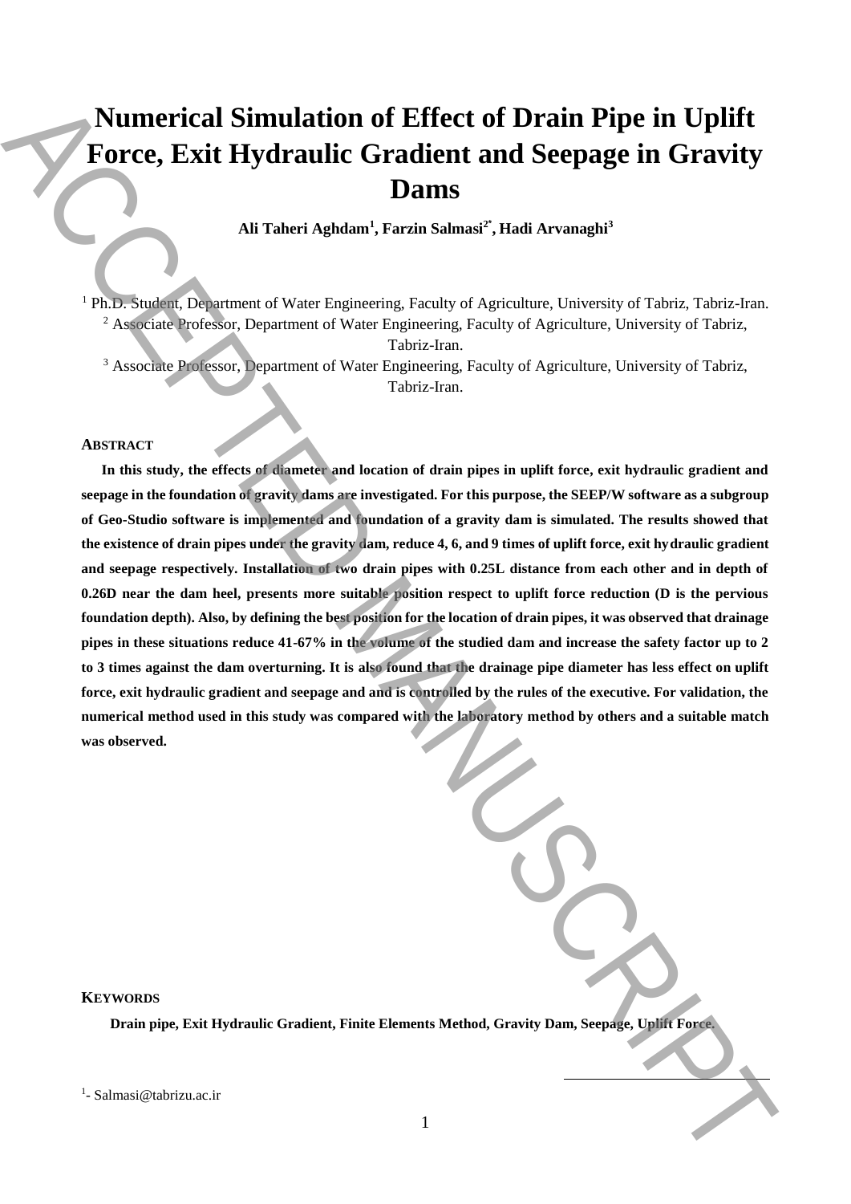# Numerical Simulation of Effect of Drain Pipe in Uplift Force, Exit Hydraulic Gradient and Seepage in Gravity Dams

**Ali Taheri Aghdam[1], Farzin Salmasi[2*], Hadi Arvanaghi[3]**

[1] Ph.D. Student, Department of Water Engineering, Faculty of Agriculture, University of Tabriz, Tabriz-Iran.
[2] Associate Professor, Department of Water Engineering, Faculty of Agriculture, University of Tabriz, Tabriz-Iran.
[3] Associate Professor, Department of Water Engineering, Faculty of Agriculture, University of Tabriz, Tabriz-Iran.

## ABSTRACT

**In this study, the effects of diameter and location of drain pipes in uplift force, exit hydraulic gradient and seepage in the foundation of gravity dams are investigated. For this purpose, the SEEP/W software as a subgroup of Geo-Studio software is implemented and foundation of a gravity dam is simulated. The results showed that the existence of drain pipes under the gravity dam, reduce 4, 6, and 9 times of uplift force, exit hydraulic gradient and seepage respectively. Installation of two drain pipes with 0.25L distance from each other and in depth of 0.26D near the dam heel, presents more suitable position respect to uplift force reduction (D is the pervious foundation depth). Also, by defining the best position for the location of drain pipes, it was observed that drainage pipes in these situations reduce 41-67% in the volume of the studied dam and increase the safety factor up to 2 to 3 times against the dam overturning. It is also found that the drainage pipe diameter has less effect on uplift force, exit hydraulic gradient and seepage and and is controlled by the rules of the executive. For validation, the numerical method used in this study was compared with the laboratory method by others and a suitable match was observed.**

## KEYWORDS

**Drain pipe, Exit Hydraulic Gradient, Finite Elements Method, Gravity Dam, Seepage, Uplift Force.**

[1]- Salmasi@tabrizu.ac.ir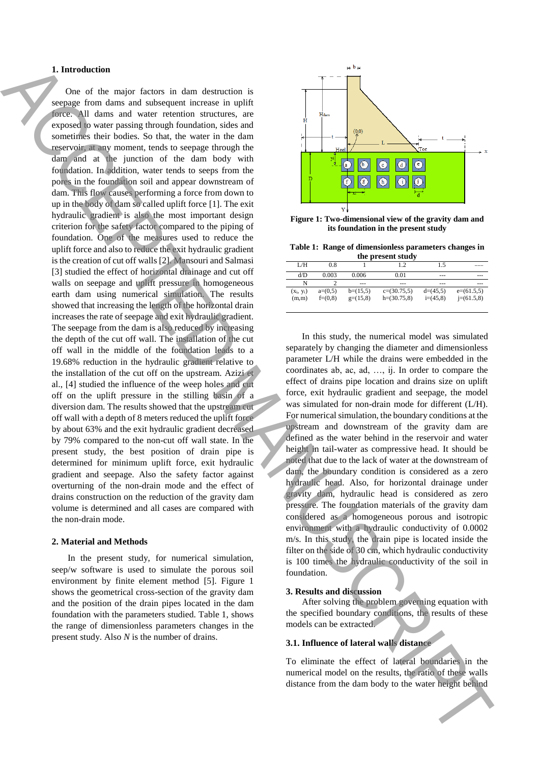## 1. Introduction

One of the major factors in dam destruction is seepage from dams and subsequent increase in uplift force. All dams and water retention structures, are exposed to water passing through foundation, sides and sometimes their bodies. So that, the water in the dam reservoir, at any moment, tends to seepage through the dam and at the junction of the dam body with foundation. In addition, water tends to seeps from the pores in the foundation soil and appear downstream of dam. This flow causes performing a force from down to up in the body of dam so called uplift force [1]. The exit hydraulic gradient is also the most important design criterion for the safety factor compared to the piping of foundation. One of the measures used to reduce the uplift force and also to reduce the exit hydraulic gradient is the creation of cut off walls [2]. Mansouri and Salmasi [3] studied the effect of horizontal drainage and cut off walls on seepage and uplift pressure in homogeneous earth dam using numerical simulation. The results showed that increasing the length of the horizontal drain increases the rate of seepage and exit hydraulic gradient. The seepage from the dam is also reduced by increasing the depth of the cut off wall. The installation of the cut off wall in the middle of the foundation leads to a 19.68% reduction in the hydraulic gradient relative to the installation of the cut off on the upstream. Azizi et al., [4] studied the influence of the weep holes and cut off on the uplift pressure in the stilling basin of a diversion dam. The results showed that the upstream cut off wall with a depth of 8 meters reduced the uplift force by about 63% and the exit hydraulic gradient decreased by 79% compared to the non-cut off wall state. In the present study, the best position of drain pipe is determined for minimum uplift force, exit hydraulic gradient and seepage. Also the safety factor against overturning of the non-drain mode and the effect of drains construction on the reduction of the gravity dam volume is determined and all cases are compared with the non-drain mode.

## 2. Material and Methods

In the present study, for numerical simulation, seep/w software is used to simulate the porous soil environment by finite element method [5]. Figure 1 shows the geometrical cross-section of the gravity dam and the position of the drain pipes located in the dam foundation with the parameters studied. Table 1, shows the range of dimensionless parameters changes in the present study. Also *N* is the number of drains.

**Figure 1: Two-dimensional view of the gravity dam and its foundation in the present study**

**Table 1: Range of dimensionless parameters changes in the present study**

| L/H | 0.8 | 1 | 1.2 | 1.5 | --- |
|---|---|---|---|---|---|
| d/D | 0.003 | 0.006 | 0.01 | --- | --- |
| N | 2 | --- | --- | --- | --- |
| ($x_i$, $y_i$) (m,m) | a=(0,5) f=(0,8) | b=(15,5) g=(15,8) | c=(30.75,5) h=(30.75,8) | d=(45,5) i=(45,8) | e=(61.5,5) j=(61.5,8) |

In this study, the numerical model was simulated separately by changing the diameter and dimensionless parameter L/H while the drains were embedded in the coordinates ab, ac, ad, …, ij. In order to compare the effect of drains pipe location and drains size on uplift force, exit hydraulic gradient and seepage, the model was simulated for non-drain mode for different (L/H). For numerical simulation, the boundary conditions at the upstream and downstream of the gravity dam are defined as the water behind in the reservoir and water height in tail-water as compressive head. It should be noted that due to the lack of water at the downstream of dam, the boundary condition is considered as a zero hydraulic head. Also, for horizontal drainage under gravity dam, hydraulic head is considered as zero pressure. The foundation materials of the gravity dam considered as a homogeneous porous and isotropic environment with a hydraulic conductivity of 0.0002 m/s. In this study, the drain pipe is located inside the filter on the side of 30 cm, which hydraulic conductivity is 100 times the hydraulic conductivity of the soil in foundation.

## 3. Results and discussion

After solving the problem governing equation with the specified boundary conditions, the results of these models can be extracted.

### 3.1. Influence of lateral walls distance

To eliminate the effect of lateral boundaries in the numerical model on the results, the ratio of these walls distance from the dam body to the water height behind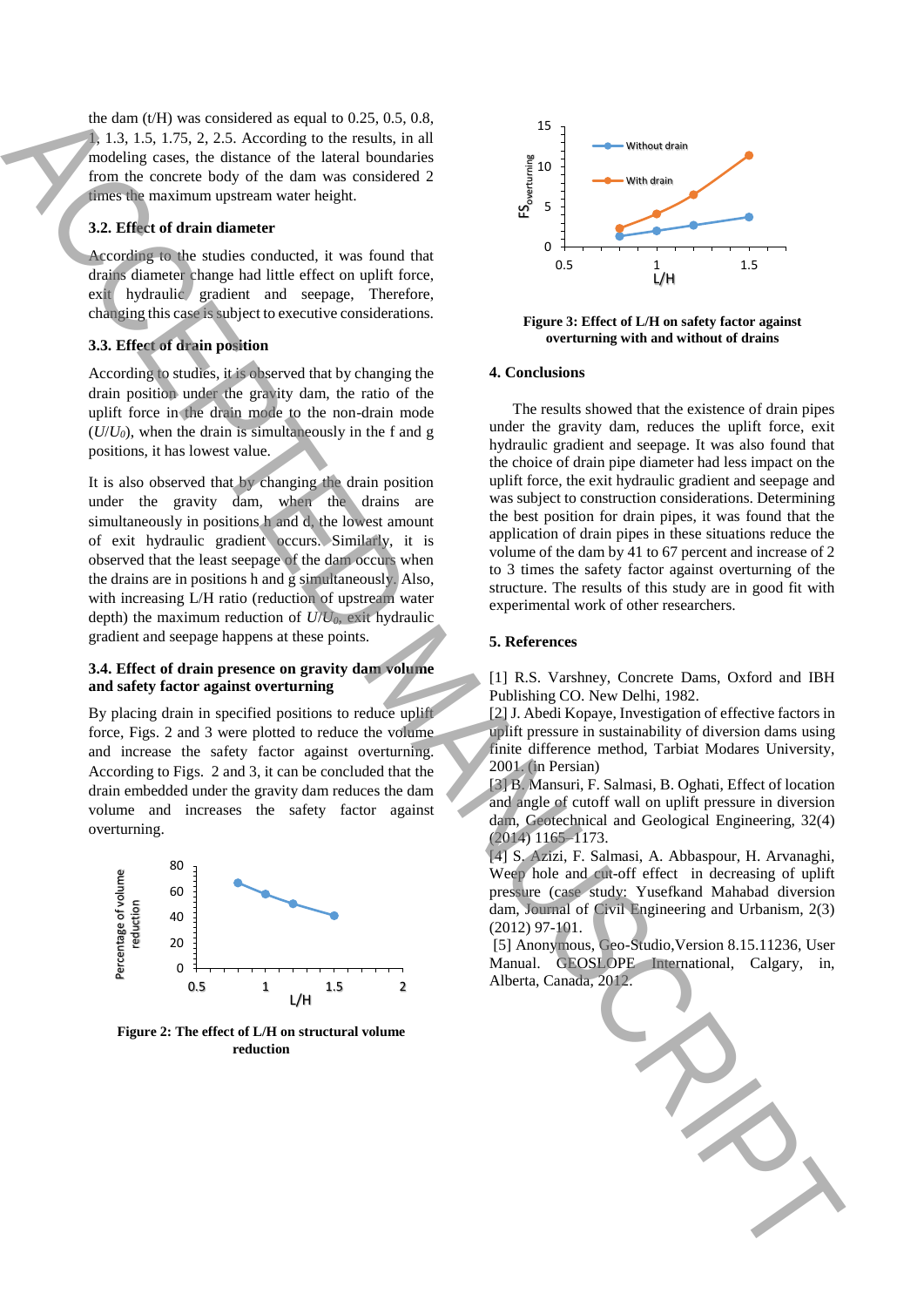the dam (t/H) was considered as equal to 0.25, 0.5, 0.8, 1, 1.3, 1.5, 1.75, 2, 2.5. According to the results, in all modeling cases, the distance of the lateral boundaries from the concrete body of the dam was considered 2 times the maximum upstream water height.

### 3.2. Effect of drain diameter

According to the studies conducted, it was found that drains diameter change had little effect on uplift force, exit hydraulic gradient and seepage, Therefore, changing this case is subject to executive considerations.

### 3.3. Effect of drain position

According to studies, it is observed that by changing the drain position under the gravity dam, the ratio of the uplift force in the drain mode to the non-drain mode ($U/U_0$), when the drain is simultaneously in the f and g positions, it has lowest value.

It is also observed that by changing the drain position under the gravity dam, when the drains are simultaneously in positions h and d, the lowest amount of exit hydraulic gradient occurs. Similarly, it is observed that the least seepage of the dam occurs when the drains are in positions h and g simultaneously. Also, with increasing L/H ratio (reduction of upstream water depth) the maximum reduction of $U/U_0$, exit hydraulic gradient and seepage happens at these points.

### 3.4. Effect of drain presence on gravity dam volume and safety factor against overturning

By placing drain in specified positions to reduce uplift force, Figs. 2 and 3 were plotted to reduce the volume and increase the safety factor against overturning. According to Figs. 2 and 3, it can be concluded that the drain embedded under the gravity dam reduces the dam volume and increases the safety factor against overturning.

Percentage of volume reduction
80
60
40
20
0
0.5
1
1.5
2
L/H

**Figure 2: The effect of L/H on structural volume reduction**

$FS_{overturning}$
15
10
5
0
0.5
1
1.5
L/H
Without drain
With drain

**Figure 3: Effect of L/H on safety factor against overturning with and without of drains**

### 4. Conclusions

The results showed that the existence of drain pipes under the gravity dam, reduces the uplift force, exit hydraulic gradient and seepage. It was also found that the choice of drain pipe diameter had less impact on the uplift force, the exit hydraulic gradient and seepage and was subject to construction considerations. Determining the best position for drain pipes, it was found that the application of drain pipes in these situations reduce the volume of the dam by 41 to 67 percent and increase of 2 to 3 times the safety factor against overturning of the structure. The results of this study are in good fit with experimental work of other researchers.

### 5. References

[1] R.S. Varshney, Concrete Dams, Oxford and IBH Publishing CO. New Delhi, 1982.

[2] J. Abedi Kopaye, Investigation of effective factors in uplift pressure in sustainability of diversion dams using finite difference method, Tarbiat Modares University, 2001. (in Persian)

[3] B. Mansuri, F. Salmasi, B. Oghati, Effect of location and angle of cutoff wall on uplift pressure in diversion dam, Geotechnical and Geological Engineering, 32(4) (2014) 1165–1173.

[4] S. Azizi, F. Salmasi, A. Abbaspour, H. Arvanaghi, Weep hole and cut-off effect in decreasing of uplift pressure (case study: Yusefkand Mahabad diversion dam, Journal of Civil Engineering and Urbanism, 2(3) (2012) 97-101.

[5] Anonymous, Geo-Studio,Version 8.15.11236, User Manual. GEOSLOPE International, Calgary, in, Alberta, Canada, 2012.